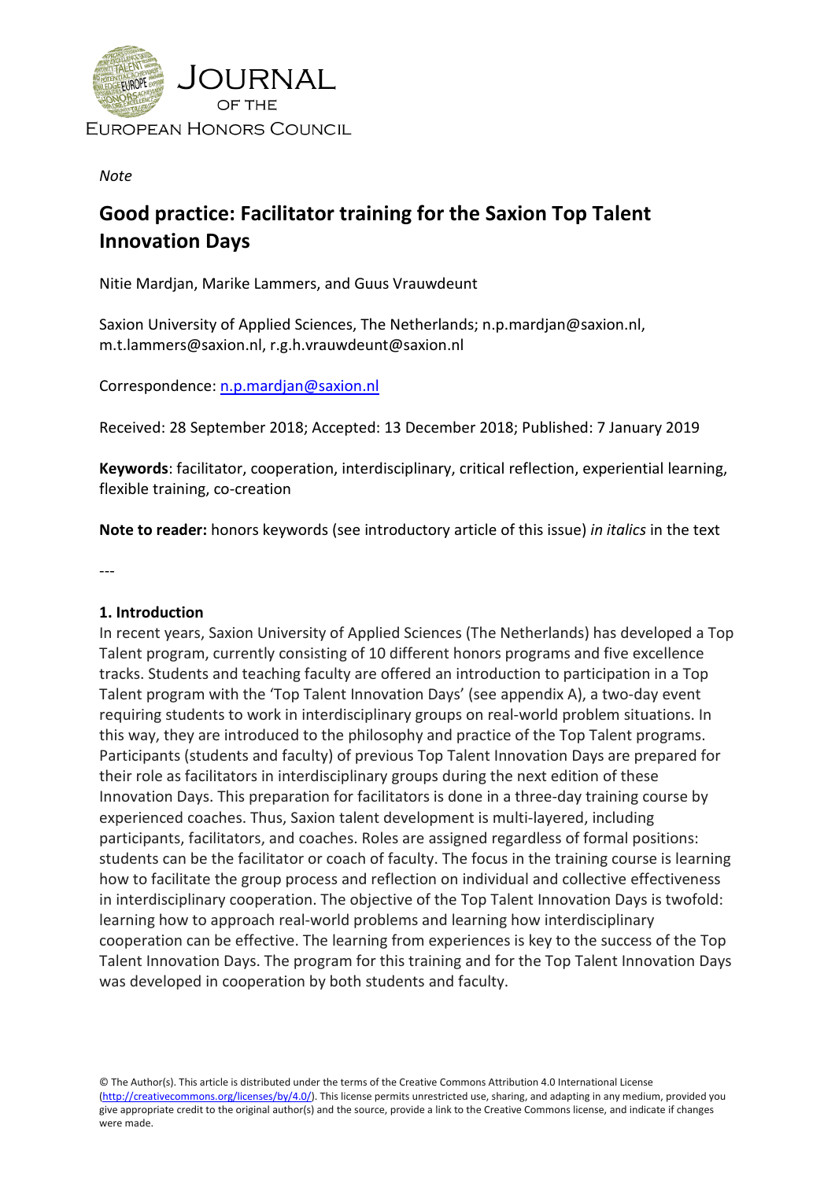Journal of the European Honors Council

*Note*

# Good practice: Facilitator training for the Saxion Top Talent Innovation Days

Nitie Mardjan, Marike Lammers, and Guus Vrauwdeunt

Saxion University of Applied Sciences, The Netherlands; n.p.mardjan@saxion.nl, m.t.lammers@saxion.nl, r.g.h.vrauwdeunt@saxion.nl

Correspondence: n.p.mardjan@saxion.nl

Received: 28 September 2018; Accepted: 13 December 2018; Published: 7 January 2019

**Keywords**: facilitator, cooperation, interdisciplinary, critical reflection, experiential learning, flexible training, co-creation

**Note to reader:** honors keywords (see introductory article of this issue) *in italics* in the text

---

## 1. Introduction

In recent years, Saxion University of Applied Sciences (The Netherlands) has developed a Top Talent program, currently consisting of 10 different honors programs and five excellence tracks. Students and teaching faculty are offered an introduction to participation in a Top Talent program with the 'Top Talent Innovation Days' (see appendix A), a two-day event requiring students to work in interdisciplinary groups on real-world problem situations. In this way, they are introduced to the philosophy and practice of the Top Talent programs. Participants (students and faculty) of previous Top Talent Innovation Days are prepared for their role as facilitators in interdisciplinary groups during the next edition of these Innovation Days. This preparation for facilitators is done in a three-day training course by experienced coaches. Thus, Saxion talent development is multi-layered, including participants, facilitators, and coaches. Roles are assigned regardless of formal positions: students can be the facilitator or coach of faculty. The focus in the training course is learning how to facilitate the group process and reflection on individual and collective effectiveness in interdisciplinary cooperation. The objective of the Top Talent Innovation Days is twofold: learning how to approach real-world problems and learning how interdisciplinary cooperation can be effective. The learning from experiences is key to the success of the Top Talent Innovation Days. The program for this training and for the Top Talent Innovation Days was developed in cooperation by both students and faculty.

© The Author(s). This article is distributed under the terms of the Creative Commons Attribution 4.0 International License (http://creativecommons.org/licenses/by/4.0/). This license permits unrestricted use, sharing, and adapting in any medium, provided you give appropriate credit to the original author(s) and the source, provide a link to the Creative Commons license, and indicate if changes were made.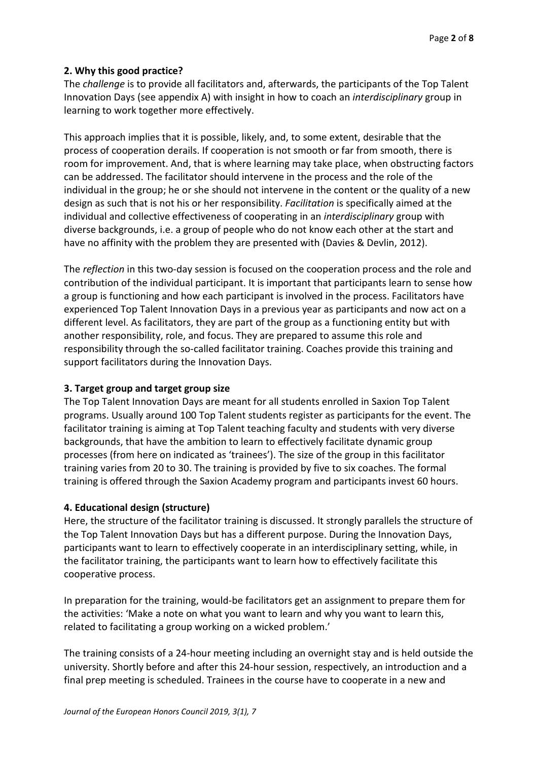## 2. Why this good practice?

The *challenge* is to provide all facilitators and, afterwards, the participants of the Top Talent Innovation Days (see appendix A) with insight in how to coach an *interdisciplinary* group in learning to work together more effectively.

This approach implies that it is possible, likely, and, to some extent, desirable that the process of cooperation derails. If cooperation is not smooth or far from smooth, there is room for improvement. And, that is where learning may take place, when obstructing factors can be addressed. The facilitator should intervene in the process and the role of the individual in the group; he or she should not intervene in the content or the quality of a new design as such that is not his or her responsibility. *Facilitation* is specifically aimed at the individual and collective effectiveness of cooperating in an *interdisciplinary* group with diverse backgrounds, i.e. a group of people who do not know each other at the start and have no affinity with the problem they are presented with (Davies & Devlin, 2012).

The *reflection* in this two-day session is focused on the cooperation process and the role and contribution of the individual participant. It is important that participants learn to sense how a group is functioning and how each participant is involved in the process. Facilitators have experienced Top Talent Innovation Days in a previous year as participants and now act on a different level. As facilitators, they are part of the group as a functioning entity but with another responsibility, role, and focus. They are prepared to assume this role and responsibility through the so-called facilitator training. Coaches provide this training and support facilitators during the Innovation Days.

## 3. Target group and target group size

The Top Talent Innovation Days are meant for all students enrolled in Saxion Top Talent programs. Usually around 100 Top Talent students register as participants for the event. The facilitator training is aiming at Top Talent teaching faculty and students with very diverse backgrounds, that have the ambition to learn to effectively facilitate dynamic group processes (from here on indicated as 'trainees'). The size of the group in this facilitator training varies from 20 to 30. The training is provided by five to six coaches. The formal training is offered through the Saxion Academy program and participants invest 60 hours.

## 4. Educational design (structure)

Here, the structure of the facilitator training is discussed. It strongly parallels the structure of the Top Talent Innovation Days but has a different purpose. During the Innovation Days, participants want to learn to effectively cooperate in an interdisciplinary setting, while, in the facilitator training, the participants want to learn how to effectively facilitate this cooperative process.

In preparation for the training, would-be facilitators get an assignment to prepare them for the activities: 'Make a note on what you want to learn and why you want to learn this, related to facilitating a group working on a wicked problem.'

The training consists of a 24-hour meeting including an overnight stay and is held outside the university. Shortly before and after this 24-hour session, respectively, an introduction and a final prep meeting is scheduled. Trainees in the course have to cooperate in a new and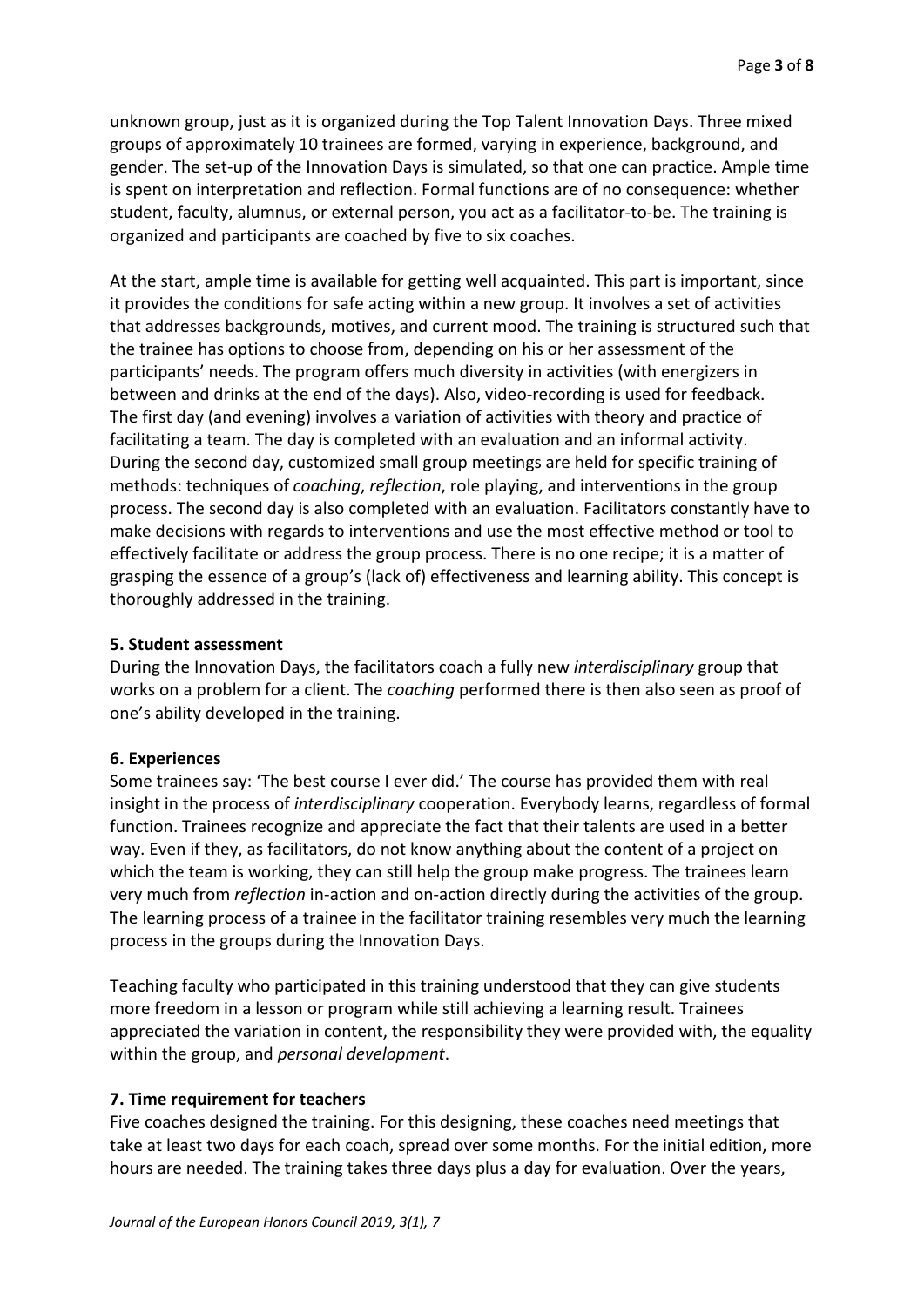unknown group, just as it is organized during the Top Talent Innovation Days. Three mixed groups of approximately 10 trainees are formed, varying in experience, background, and gender. The set-up of the Innovation Days is simulated, so that one can practice. Ample time is spent on interpretation and reflection. Formal functions are of no consequence: whether student, faculty, alumnus, or external person, you act as a facilitator-to-be. The training is organized and participants are coached by five to six coaches.

At the start, ample time is available for getting well acquainted. This part is important, since it provides the conditions for safe acting within a new group. It involves a set of activities that addresses backgrounds, motives, and current mood. The training is structured such that the trainee has options to choose from, depending on his or her assessment of the participants' needs. The program offers much diversity in activities (with energizers in between and drinks at the end of the days). Also, video-recording is used for feedback. The first day (and evening) involves a variation of activities with theory and practice of facilitating a team. The day is completed with an evaluation and an informal activity. During the second day, customized small group meetings are held for specific training of methods: techniques of *coaching*, *reflection*, role playing, and interventions in the group process. The second day is also completed with an evaluation. Facilitators constantly have to make decisions with regards to interventions and use the most effective method or tool to effectively facilitate or address the group process. There is no one recipe; it is a matter of grasping the essence of a group's (lack of) effectiveness and learning ability. This concept is thoroughly addressed in the training.

### 5. Student assessment

During the Innovation Days, the facilitators coach a fully new *interdisciplinary* group that works on a problem for a client. The *coaching* performed there is then also seen as proof of one's ability developed in the training.

### 6. Experiences

Some trainees say: 'The best course I ever did.' The course has provided them with real insight in the process of *interdisciplinary* cooperation. Everybody learns, regardless of formal function. Trainees recognize and appreciate the fact that their talents are used in a better way. Even if they, as facilitators, do not know anything about the content of a project on which the team is working, they can still help the group make progress. The trainees learn very much from *reflection* in-action and on-action directly during the activities of the group. The learning process of a trainee in the facilitator training resembles very much the learning process in the groups during the Innovation Days.

Teaching faculty who participated in this training understood that they can give students more freedom in a lesson or program while still achieving a learning result. Trainees appreciated the variation in content, the responsibility they were provided with, the equality within the group, and *personal development*.

### 7. Time requirement for teachers

Five coaches designed the training. For this designing, these coaches need meetings that take at least two days for each coach, spread over some months. For the initial edition, more hours are needed. The training takes three days plus a day for evaluation. Over the years,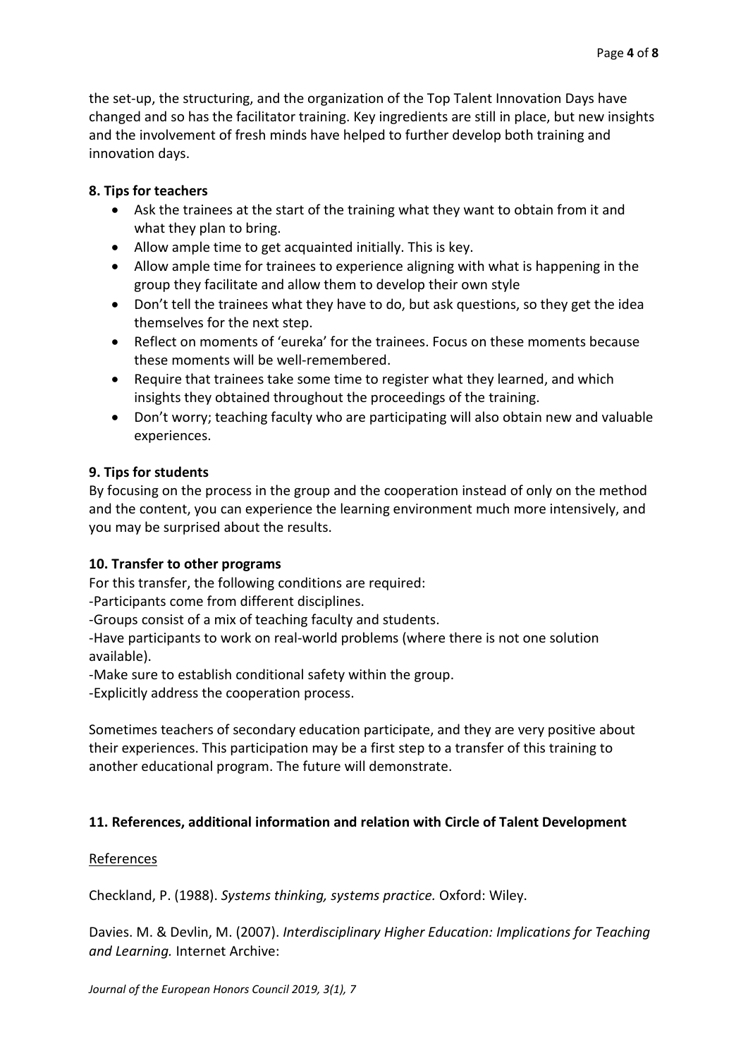the set-up, the structuring, and the organization of the Top Talent Innovation Days have changed and so has the facilitator training. Key ingredients are still in place, but new insights and the involvement of fresh minds have helped to further develop both training and innovation days.

**8. Tips for teachers**

- Ask the trainees at the start of the training what they want to obtain from it and what they plan to bring.
- Allow ample time to get acquainted initially. This is key.
- Allow ample time for trainees to experience aligning with what is happening in the group they facilitate and allow them to develop their own style
- Don't tell the trainees what they have to do, but ask questions, so they get the idea themselves for the next step.
- Reflect on moments of 'eureka' for the trainees. Focus on these moments because these moments will be well-remembered.
- Require that trainees take some time to register what they learned, and which insights they obtained throughout the proceedings of the training.
- Don't worry; teaching faculty who are participating will also obtain new and valuable experiences.

**9. Tips for students**

By focusing on the process in the group and the cooperation instead of only on the method and the content, you can experience the learning environment much more intensively, and you may be surprised about the results.

**10. Transfer to other programs**

For this transfer, the following conditions are required:
-Participants come from different disciplines.
-Groups consist of a mix of teaching faculty and students.
-Have participants to work on real-world problems (where there is not one solution available).
-Make sure to establish conditional safety within the group.
-Explicitly address the cooperation process.

Sometimes teachers of secondary education participate, and they are very positive about their experiences. This participation may be a first step to a transfer of this training to another educational program. The future will demonstrate.

**11. References, additional information and relation with Circle of Talent Development**

References

Checkland, P. (1988). *Systems thinking, systems practice.* Oxford: Wiley.

Davies. M. & Devlin, M. (2007). *Interdisciplinary Higher Education: Implications for Teaching and Learning.* Internet Archive: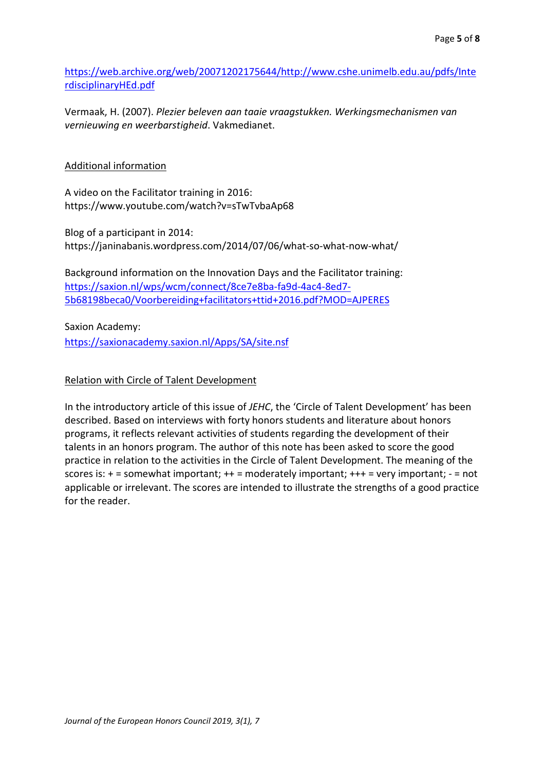https://web.archive.org/web/20071202175644/http://www.cshe.unimelb.edu.au/pdfs/InterdisciplinaryHEd.pdf

Vermaak, H. (2007). *Plezier beleven aan taaie vraagstukken. Werkingsmechanismen van vernieuwing en weerbarstigheid*. Vakmedianet.

## Additional information

A video on the Facilitator training in 2016:
https://www.youtube.com/watch?v=sTwTvbaAp68

Blog of a participant in 2014:
https://janinabanis.wordpress.com/2014/07/06/what-so-what-now-what/

Background information on the Innovation Days and the Facilitator training:
https://saxion.nl/wps/wcm/connect/8ce7e8ba-fa9d-4ac4-8ed7-5b68198beca0/Voorbereiding+facilitators+ttid+2016.pdf?MOD=AJPERES

Saxion Academy:
https://saxionacademy.saxion.nl/Apps/SA/site.nsf

## Relation with Circle of Talent Development

In the introductory article of this issue of *JEHC*, the 'Circle of Talent Development' has been described. Based on interviews with forty honors students and literature about honors programs, it reflects relevant activities of students regarding the development of their talents in an honors program. The author of this note has been asked to score the good practice in relation to the activities in the Circle of Talent Development. The meaning of the scores is: + = somewhat important; ++ = moderately important; +++ = very important; - = not applicable or irrelevant. The scores are intended to illustrate the strengths of a good practice for the reader.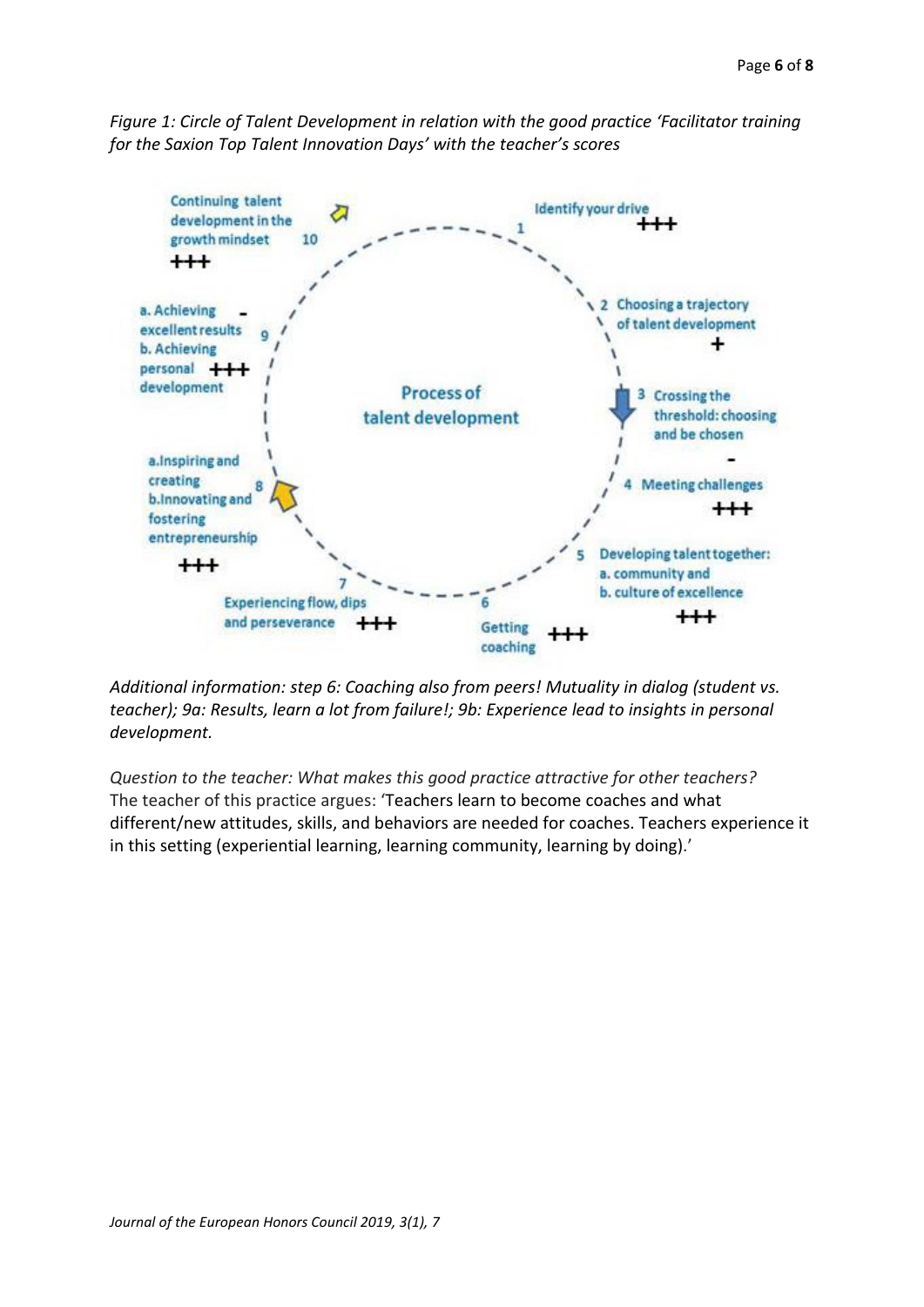*Figure 1: Circle of Talent Development in relation with the good practice 'Facilitator training for the Saxion Top Talent Innovation Days' with the teacher's scores*

Process of talent development

1. Identify your drive +++
2. Choosing a trajectory of talent development +
3. Crossing the threshold: choosing and be chosen -
4. Meeting challenges +++
5. Developing talent together: a. community and b. culture of excellence +++
6. Getting coaching +++
7. Experiencing flow, dips and perseverance +++
8. a. Inspiring and creating b. Innovating and fostering entrepreneurship +++
9. a. Achieving excellent results - b. Achieving personal development +++
10. Continuing talent development in the growth mindset +++

*Additional information: step 6: Coaching also from peers! Mutuality in dialog (student vs. teacher); 9a: Results, learn a lot from failure!; 9b: Experience lead to insights in personal development.*

*Question to the teacher: What makes this good practice attractive for other teachers?*
The teacher of this practice argues: 'Teachers learn to become coaches and what different/new attitudes, skills, and behaviors are needed for coaches. Teachers experience it in this setting (experiential learning, learning community, learning by doing).'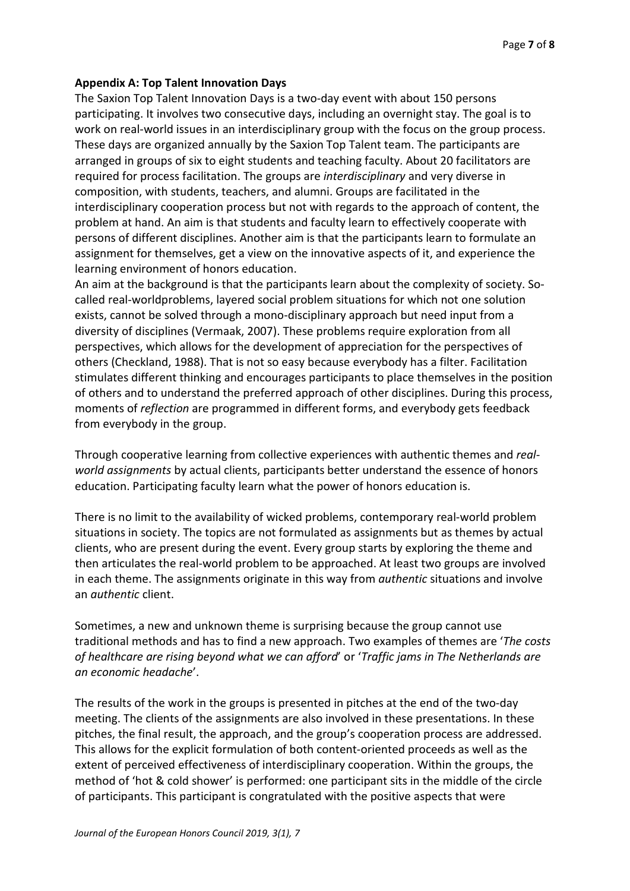**Appendix A: Top Talent Innovation Days**

The Saxion Top Talent Innovation Days is a two-day event with about 150 persons participating. It involves two consecutive days, including an overnight stay. The goal is to work on real-world issues in an interdisciplinary group with the focus on the group process. These days are organized annually by the Saxion Top Talent team. The participants are arranged in groups of six to eight students and teaching faculty. About 20 facilitators are required for process facilitation. The groups are *interdisciplinary* and very diverse in composition, with students, teachers, and alumni. Groups are facilitated in the interdisciplinary cooperation process but not with regards to the approach of content, the problem at hand. An aim is that students and faculty learn to effectively cooperate with persons of different disciplines. Another aim is that the participants learn to formulate an assignment for themselves, get a view on the innovative aspects of it, and experience the learning environment of honors education.

An aim at the background is that the participants learn about the complexity of society. So-called real-worldproblems, layered social problem situations for which not one solution exists, cannot be solved through a mono-disciplinary approach but need input from a diversity of disciplines (Vermaak, 2007). These problems require exploration from all perspectives, which allows for the development of appreciation for the perspectives of others (Checkland, 1988). That is not so easy because everybody has a filter. Facilitation stimulates different thinking and encourages participants to place themselves in the position of others and to understand the preferred approach of other disciplines. During this process, moments of *reflection* are programmed in different forms, and everybody gets feedback from everybody in the group.

Through cooperative learning from collective experiences with authentic themes and *real-world assignments* by actual clients, participants better understand the essence of honors education. Participating faculty learn what the power of honors education is.

There is no limit to the availability of wicked problems, contemporary real-world problem situations in society. The topics are not formulated as assignments but as themes by actual clients, who are present during the event. Every group starts by exploring the theme and then articulates the real-world problem to be approached. At least two groups are involved in each theme. The assignments originate in this way from *authentic* situations and involve an *authentic* client.

Sometimes, a new and unknown theme is surprising because the group cannot use traditional methods and has to find a new approach. Two examples of themes are '*The costs of healthcare are rising beyond what we can afford*' or '*Traffic jams in The Netherlands are an economic headache*'.

The results of the work in the groups is presented in pitches at the end of the two-day meeting. The clients of the assignments are also involved in these presentations. In these pitches, the final result, the approach, and the group's cooperation process are addressed. This allows for the explicit formulation of both content-oriented proceeds as well as the extent of perceived effectiveness of interdisciplinary cooperation. Within the groups, the method of 'hot & cold shower' is performed: one participant sits in the middle of the circle of participants. This participant is congratulated with the positive aspects that were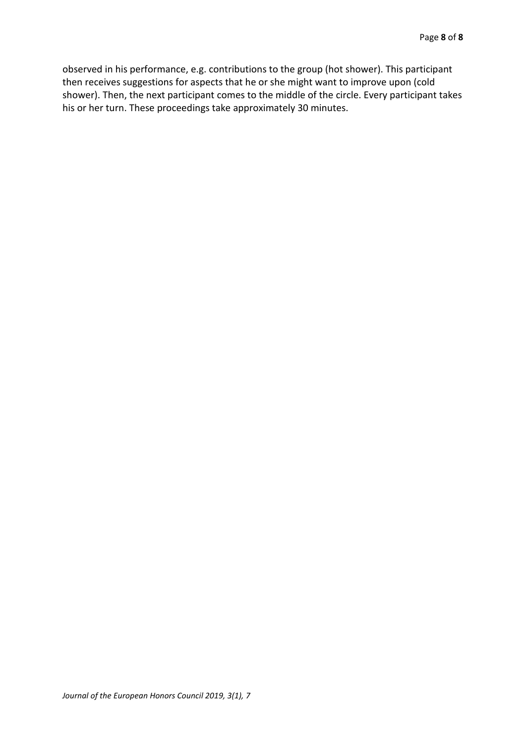observed in his performance, e.g. contributions to the group (hot shower). This participant then receives suggestions for aspects that he or she might want to improve upon (cold shower). Then, the next participant comes to the middle of the circle. Every participant takes his or her turn. These proceedings take approximately 30 minutes.